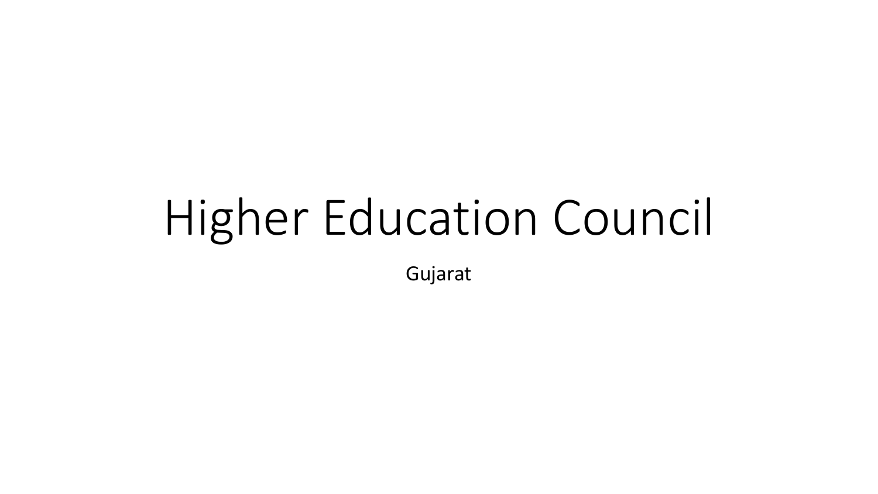# Higher Education Council

Gujarat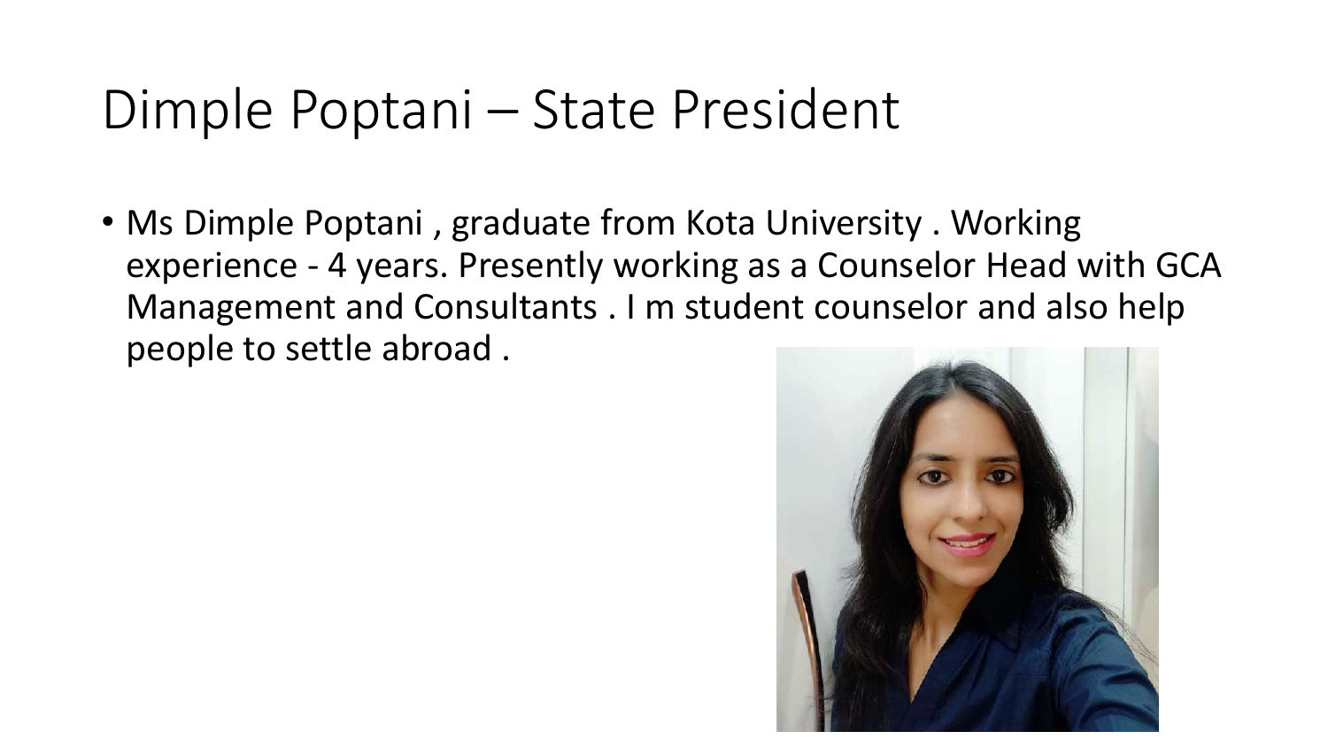# Dimple Poptani – State President

- Ms Dimple Poptani , graduate from Kota University . Working experience - 4 years. Presently working as a Counselor Head with GCA Management and Consultants . I m student counselor and also help people to settle abroad .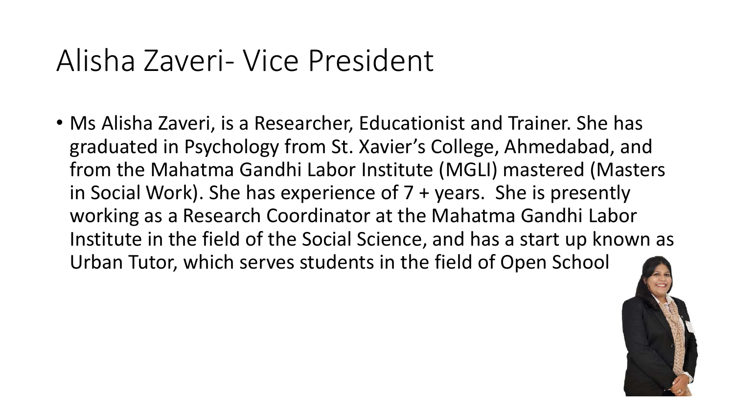# Alisha Zaveri- Vice President

- Ms Alisha Zaveri, is a Researcher, Educationist and Trainer. She has graduated in Psychology from St. Xavier's College, Ahmedabad, and from the Mahatma Gandhi Labor Institute (MGLI) mastered (Masters in Social Work). She has experience of 7 + years. She is presently working as a Research Coordinator at the Mahatma Gandhi Labor Institute in the field of the Social Science, and has a start up known as Urban Tutor, which serves students in the field of Open School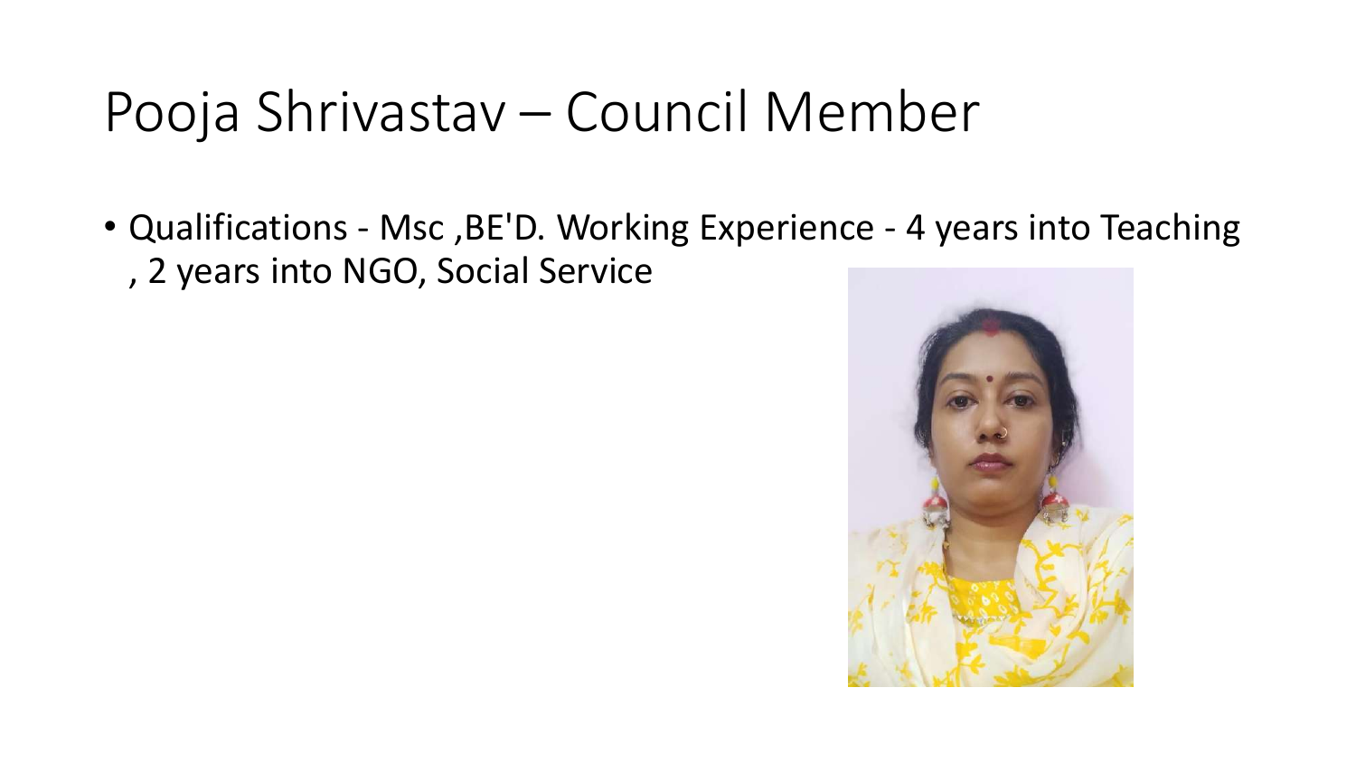# Pooja Shrivastav – Council Member

- Qualifications - Msc ,BE'D. Working Experience - 4 years into Teaching , 2 years into NGO, Social Service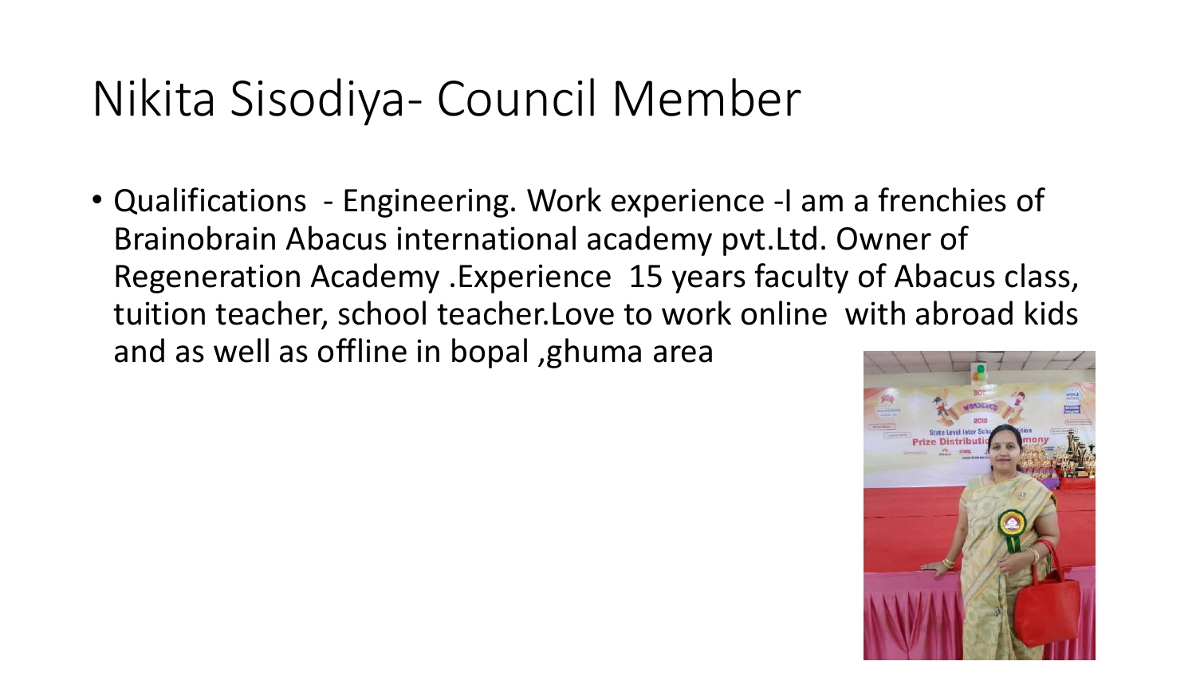# Nikita Sisodiya- Council Member

- Qualifications - Engineering. Work experience -I am a frenchies of Brainobrain Abacus international academy pvt.Ltd. Owner of Regeneration Academy .Experience 15 years faculty of Abacus class, tuition teacher, school teacher.Love to work online with abroad kids and as well as offline in bopal ,ghuma area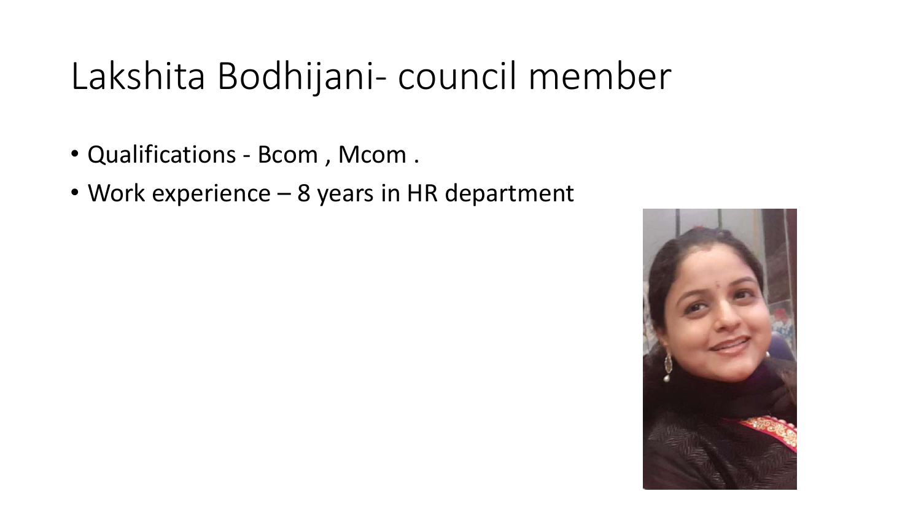# Lakshita Bodhijani- council member

- Qualifications - Bcom , Mcom .
- Work experience – 8 years in HR department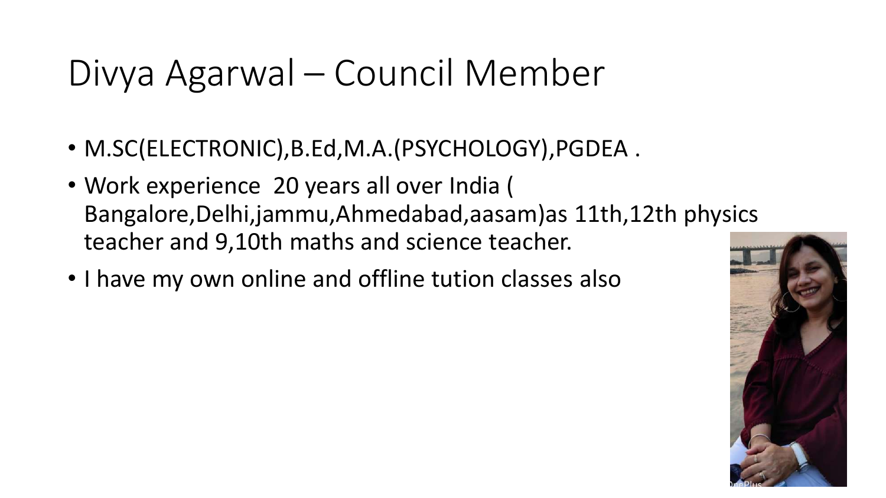# Divya Agarwal – Council Member

- M.SC(ELECTRONIC),B.Ed,M.A.(PSYCHOLOGY),PGDEA .
- Work experience 20 years all over India ( Bangalore,Delhi,jammu,Ahmedabad,aasam)as 11th,12th physics teacher and 9,10th maths and science teacher.
- I have my own online and offline tution classes also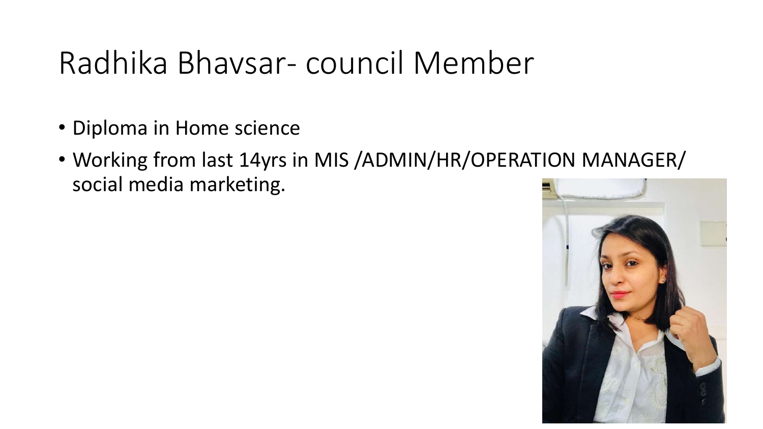# Radhika Bhavsar- council Member

- Diploma in Home science
- Working from last 14yrs in MIS /ADMIN/HR/OPERATION MANAGER/ social media marketing.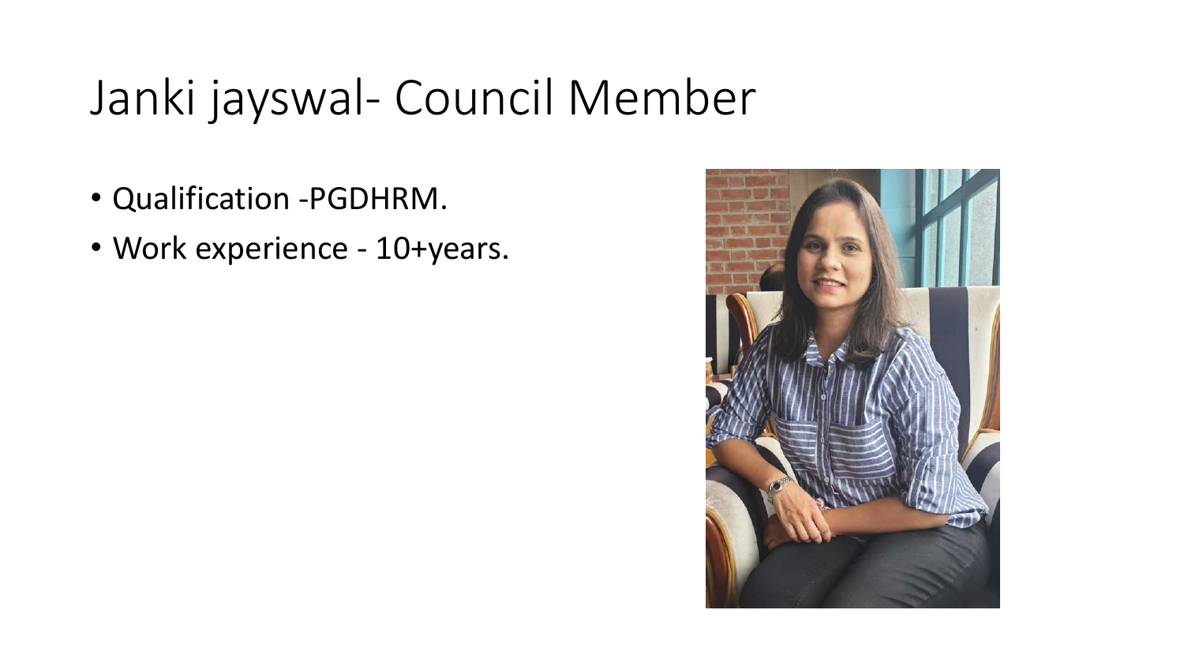# Janki jayswal- Council Member

- Qualification -PGDHRM.
- Work experience - 10+years.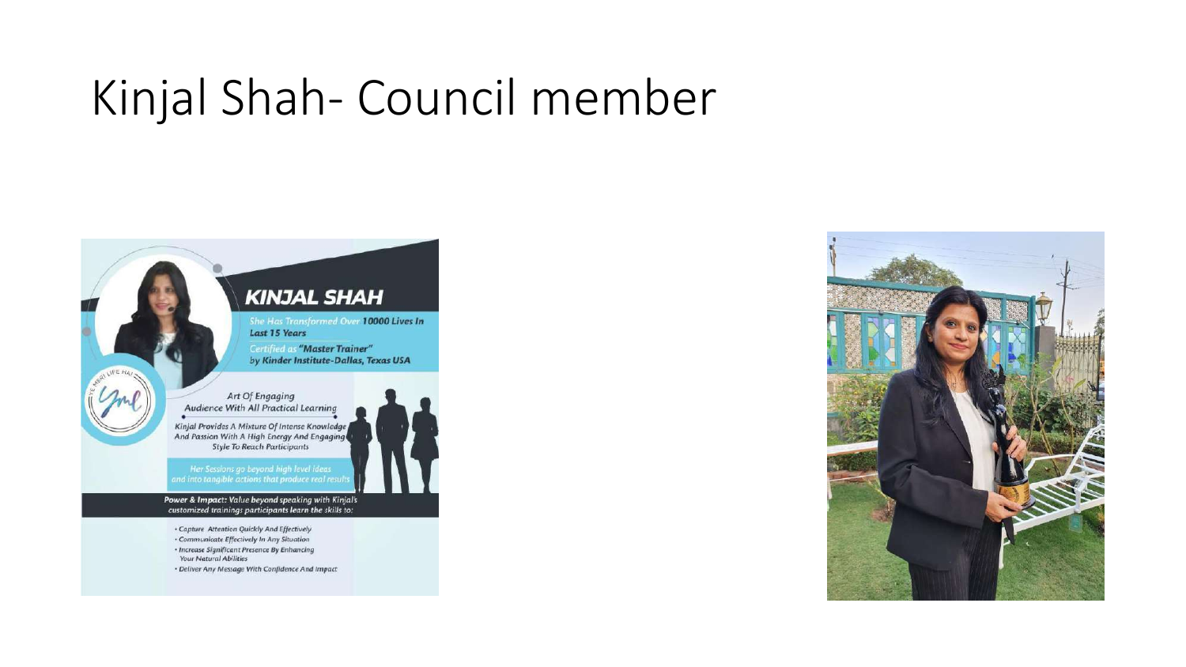# Kinjal Shah- Council member

## KINJAL SHAH

She Has Transformed Over **10000 Lives In Last 15 Years**

Certified as **"Master Trainer"** by **Kinder Institute-Dallas, Texas USA**

*Art Of Engaging Audience With All Practical Learning*

*Kinjal Provides A Mixture Of Intense Knowledge And Passion With A High Energy And Engaging Style To Reach Participants*

*Her Sessions go beyond high level ideas and into tangible actions that produce real results*

***Power & Impact:*** *Value beyond speaking with Kinjal's customized trainings participants learn the skills to:*

- *Capture Attention Quickly And Effectively*
- *Communicate Effectively In Any Situation*
- *Increase Significant Presence By Enhancing Your Natural Abilities*
- *Deliver Any Message With Confidence And Impact*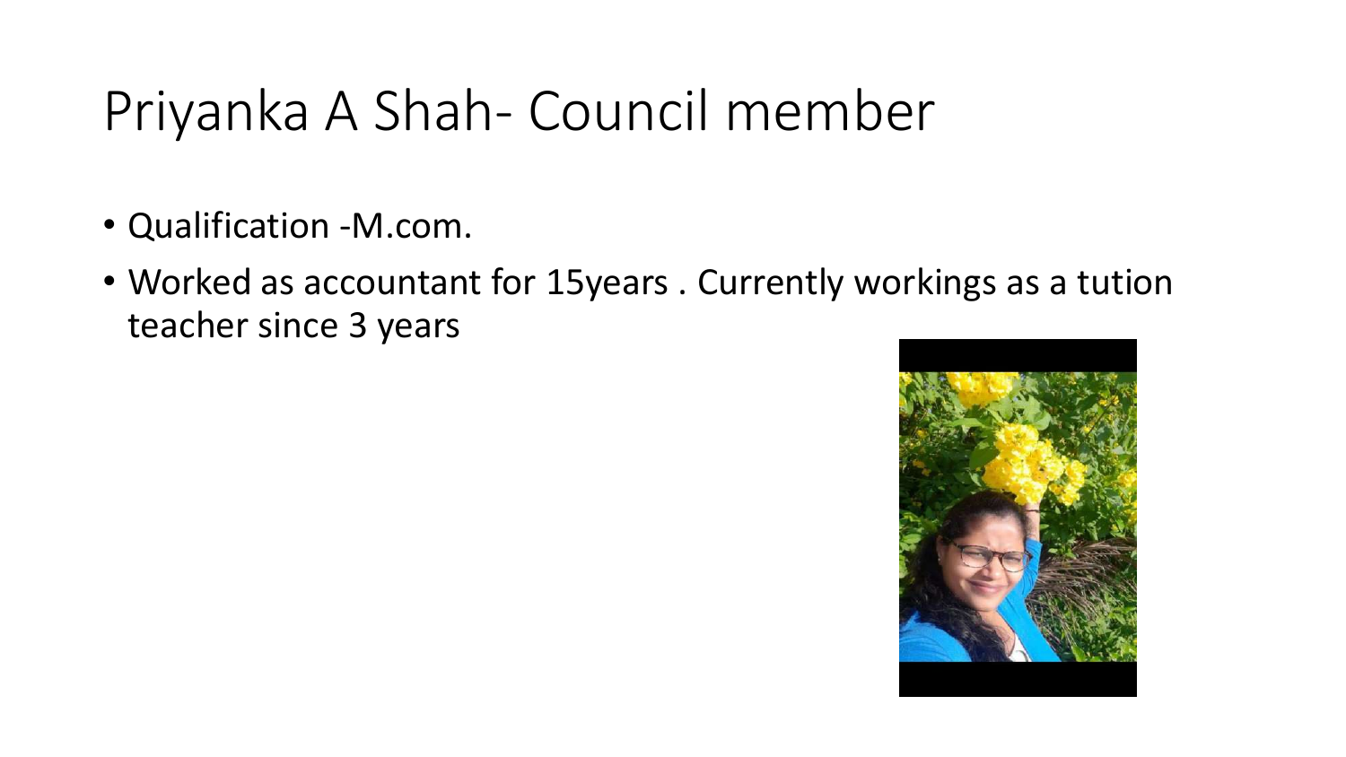# Priyanka A Shah- Council member

- Qualification -M.com.
- Worked as accountant for 15years . Currently workings as a tution teacher since 3 years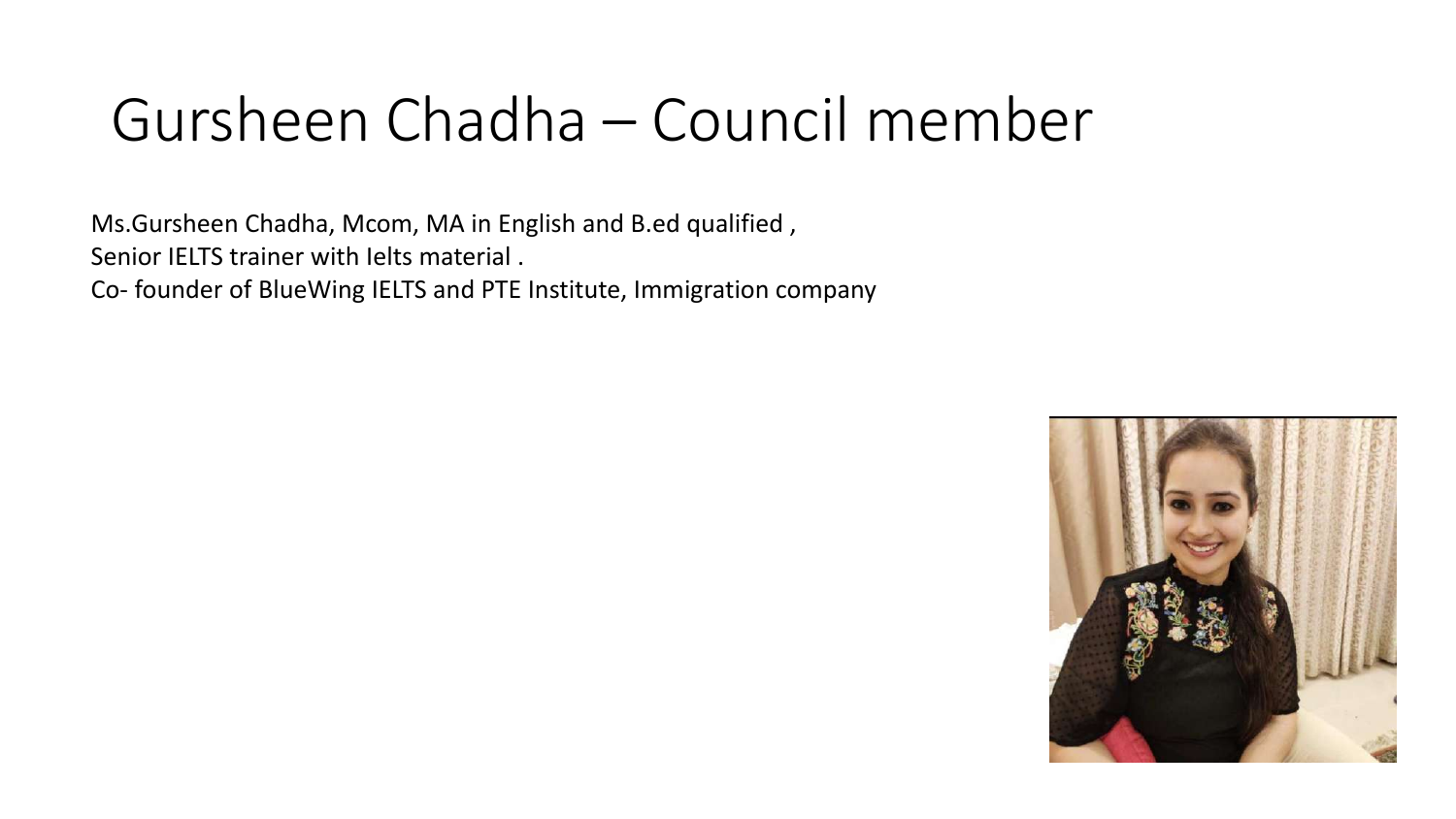# Gursheen Chadha – Council member

Ms.Gursheen Chadha, Mcom, MA in English and B.ed qualified ,
Senior IELTS trainer with Ielts material .
Co- founder of BlueWing IELTS and PTE Institute, Immigration company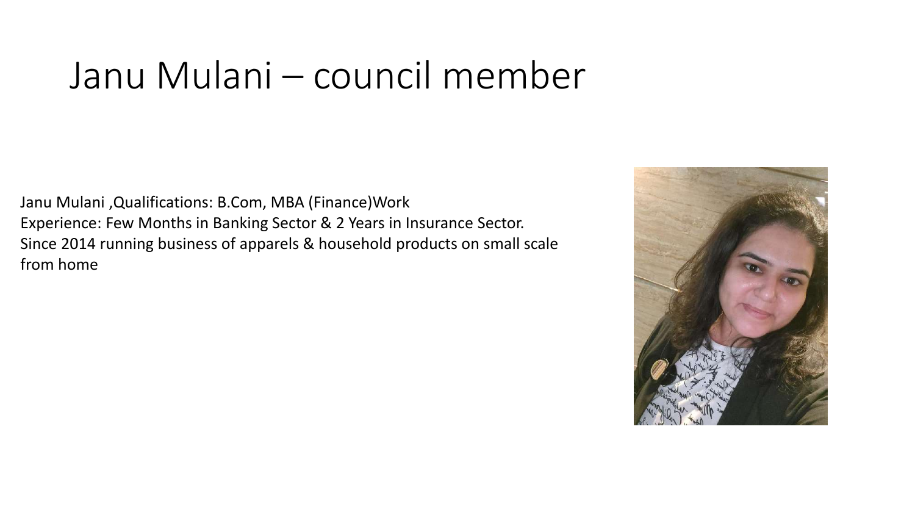# Janu Mulani – council member

Janu Mulani ,Qualifications: B.Com, MBA (Finance)Work Experience: Few Months in Banking Sector & 2 Years in Insurance Sector. Since 2014 running business of apparels & household products on small scale from home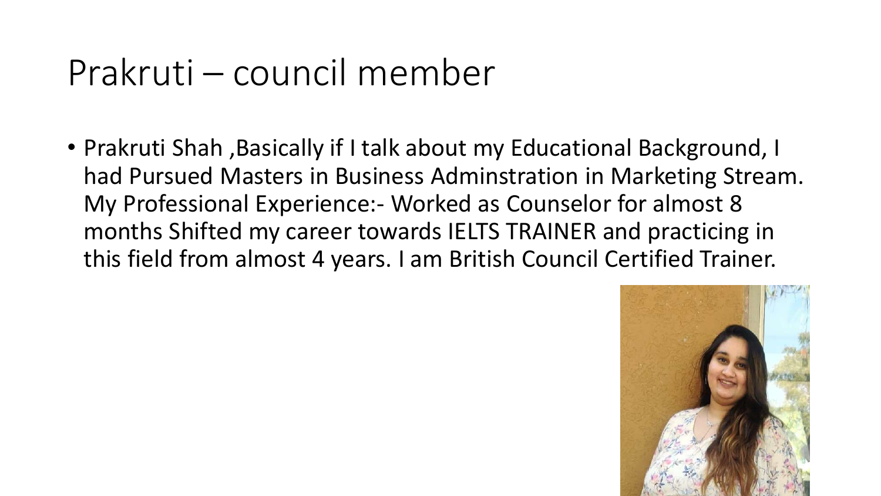# Prakruti – council member

- Prakruti Shah ,Basically if I talk about my Educational Background, I had Pursued Masters in Business Adminstration in Marketing Stream. My Professional Experience:- Worked as Counselor for almost 8 months Shifted my career towards IELTS TRAINER and practicing in this field from almost 4 years. I am British Council Certified Trainer.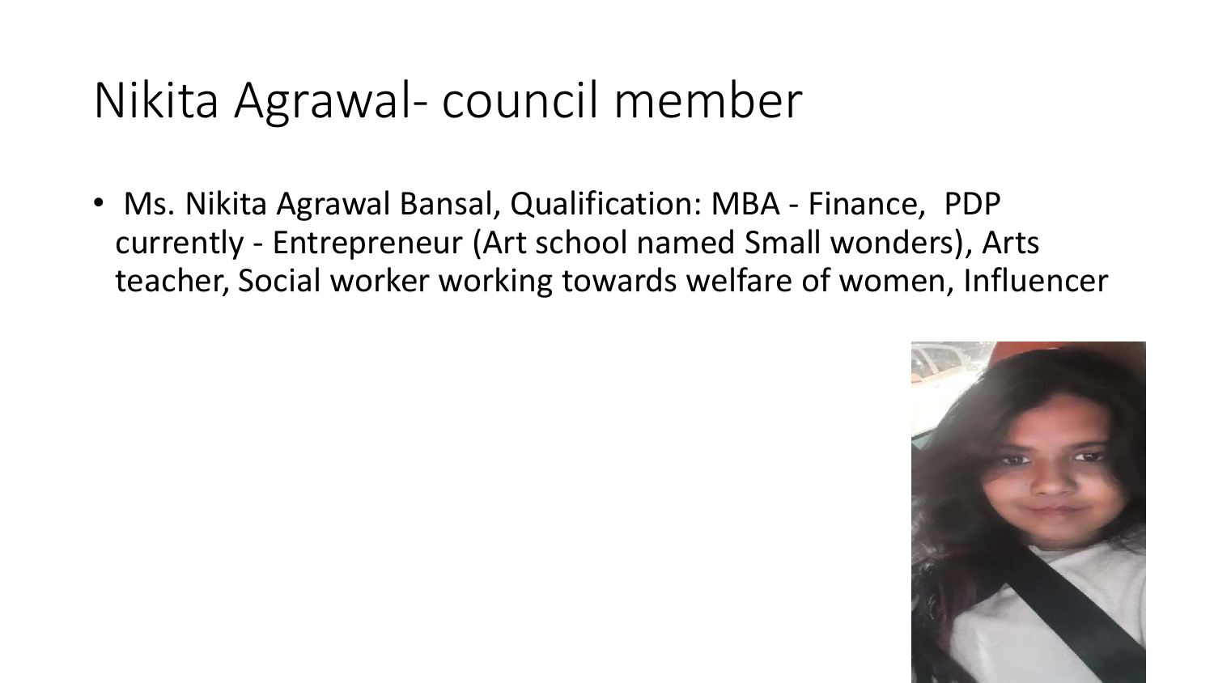# Nikita Agrawal- council member

- Ms. Nikita Agrawal Bansal, Qualification: MBA - Finance, PDP currently - Entrepreneur (Art school named Small wonders), Arts teacher, Social worker working towards welfare of women, Influencer